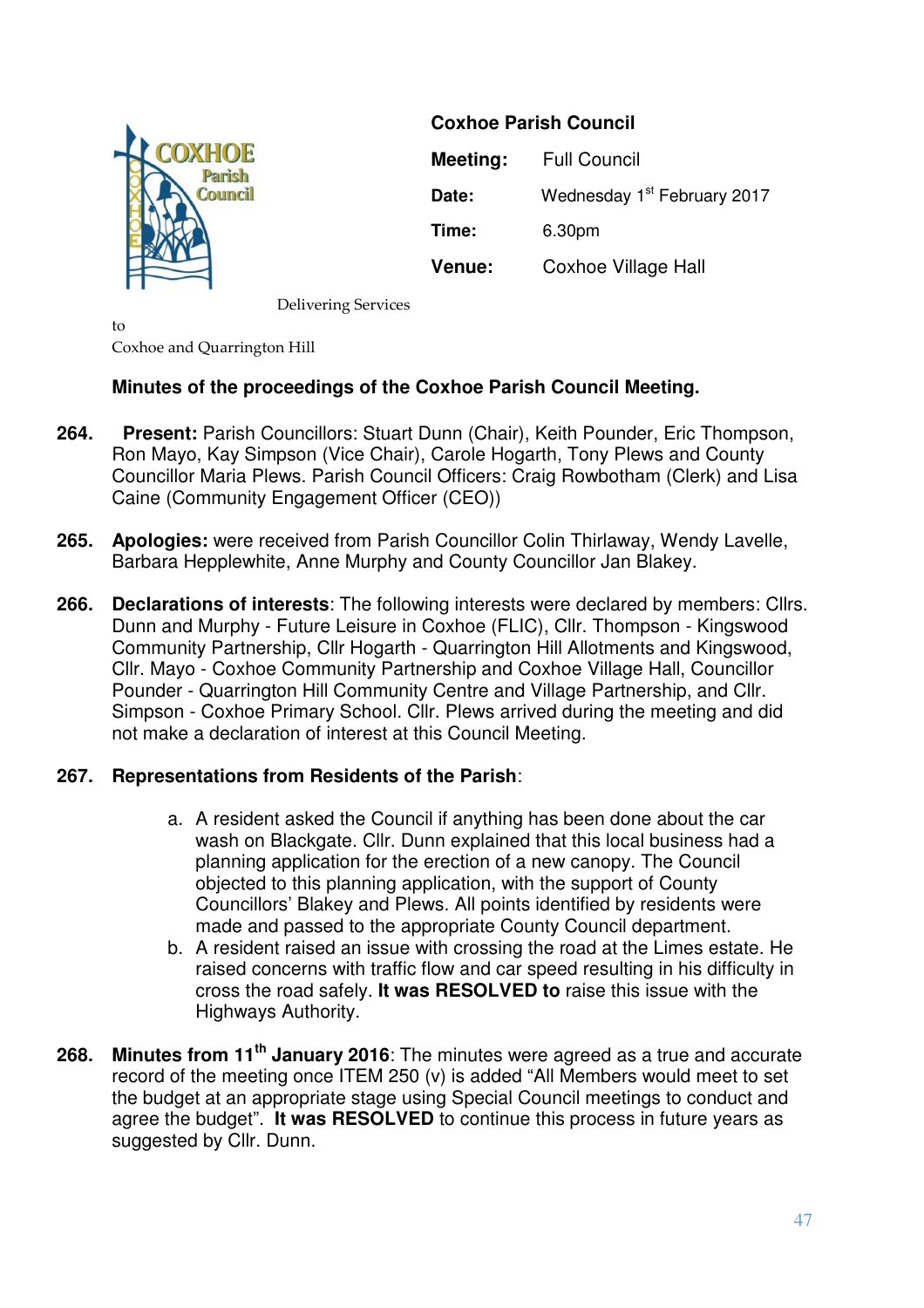**Coxhoe Parish Council**

| | |
|---|---|
| **Meeting:** | Full Council |
| **Date:** | Wednesday 1st February 2017 |
| **Time:** | 6.30pm |
| **Venue:** | Coxhoe Village Hall |

Delivering Services to Coxhoe and Quarrington Hill

**Minutes of the proceedings of the Coxhoe Parish Council Meeting.**

**264. Present:** Parish Councillors: Stuart Dunn (Chair), Keith Pounder, Eric Thompson, Ron Mayo, Kay Simpson (Vice Chair), Carole Hogarth, Tony Plews and County Councillor Maria Plews. Parish Council Officers: Craig Rowbotham (Clerk) and Lisa Caine (Community Engagement Officer (CEO))

**265. Apologies:** were received from Parish Councillor Colin Thirlaway, Wendy Lavelle, Barbara Hepplewhite, Anne Murphy and County Councillor Jan Blakey.

**266. Declarations of interests**: The following interests were declared by members: Cllrs. Dunn and Murphy - Future Leisure in Coxhoe (FLIC), Cllr. Thompson - Kingswood Community Partnership, Cllr Hogarth - Quarrington Hill Allotments and Kingswood, Cllr. Mayo - Coxhoe Community Partnership and Coxhoe Village Hall, Councillor Pounder - Quarrington Hill Community Centre and Village Partnership, and Cllr. Simpson - Coxhoe Primary School. Cllr. Plews arrived during the meeting and did not make a declaration of interest at this Council Meeting.

**267. Representations from Residents of the Parish**:

a. A resident asked the Council if anything has been done about the car wash on Blackgate. Cllr. Dunn explained that this local business had a planning application for the erection of a new canopy. The Council objected to this planning application, with the support of County Councillors' Blakey and Plews. All points identified by residents were made and passed to the appropriate County Council department.
b. A resident raised an issue with crossing the road at the Limes estate. He raised concerns with traffic flow and car speed resulting in his difficulty in cross the road safely. **It was RESOLVED to** raise this issue with the Highways Authority.

**268. Minutes from 11th January 2016**: The minutes were agreed as a true and accurate record of the meeting once ITEM 250 (v) is added "All Members would meet to set the budget at an appropriate stage using Special Council meetings to conduct and agree the budget". **It was RESOLVED** to continue this process in future years as suggested by Cllr. Dunn.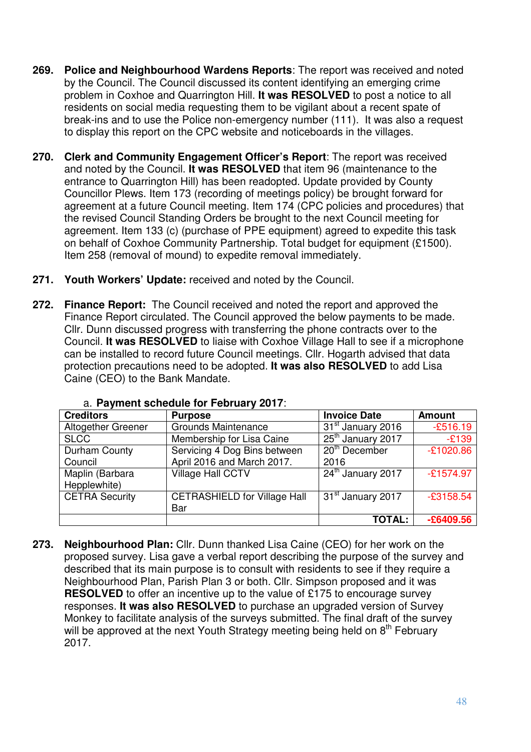**269. Police and Neighbourhood Wardens Reports**: The report was received and noted by the Council. The Council discussed its content identifying an emerging crime problem in Coxhoe and Quarrington Hill. **It was RESOLVED** to post a notice to all residents on social media requesting them to be vigilant about a recent spate of break-ins and to use the Police non-emergency number (111). It was also a request to display this report on the CPC website and noticeboards in the villages.

**270. Clerk and Community Engagement Officer's Report**: The report was received and noted by the Council. **It was RESOLVED** that item 96 (maintenance to the entrance to Quarrington Hill) has been readopted. Update provided by County Councillor Plews. Item 173 (recording of meetings policy) be brought forward for agreement at a future Council meeting. Item 174 (CPC policies and procedures) that the revised Council Standing Orders be brought to the next Council meeting for agreement. Item 133 (c) (purchase of PPE equipment) agreed to expedite this task on behalf of Coxhoe Community Partnership. Total budget for equipment (£1500). Item 258 (removal of mound) to expedite removal immediately.

**271. Youth Workers' Update:** received and noted by the Council.

**272. Finance Report:** The Council received and noted the report and approved the Finance Report circulated. The Council approved the below payments to be made. Cllr. Dunn discussed progress with transferring the phone contracts over to the Council. **It was RESOLVED** to liaise with Coxhoe Village Hall to see if a microphone can be installed to record future Council meetings. Cllr. Hogarth advised that data protection precautions need to be adopted. **It was also RESOLVED** to add Lisa Caine (CEO) to the Bank Mandate.

a. **Payment schedule for February 2017**:

| Creditors | Purpose | Invoice Date | Amount |
|---|---|---|---|
| Altogether Greener | Grounds Maintenance | 31st January 2016 | -£516.19 |
| SLCC | Membership for Lisa Caine | 25th January 2017 | -£139 |
| Durham County Council | Servicing 4 Dog Bins between April 2016 and March 2017. | 20th December 2016 | -£1020.86 |
| Maplin (Barbara Hepplewhite) | Village Hall CCTV | 24th January 2017 | -£1574.97 |
| CETRA Security | CETRASHIELD for Village Hall Bar | 31st January 2017 | -£3158.54 |
| | | **TOTAL:** | **-£6409.56** |

**273. Neighbourhood Plan:** Cllr. Dunn thanked Lisa Caine (CEO) for her work on the proposed survey. Lisa gave a verbal report describing the purpose of the survey and described that its main purpose is to consult with residents to see if they require a Neighbourhood Plan, Parish Plan 3 or both. Cllr. Simpson proposed and it was **RESOLVED** to offer an incentive up to the value of £175 to encourage survey responses. **It was also RESOLVED** to purchase an upgraded version of Survey Monkey to facilitate analysis of the surveys submitted. The final draft of the survey will be approved at the next Youth Strategy meeting being held on 8th February 2017.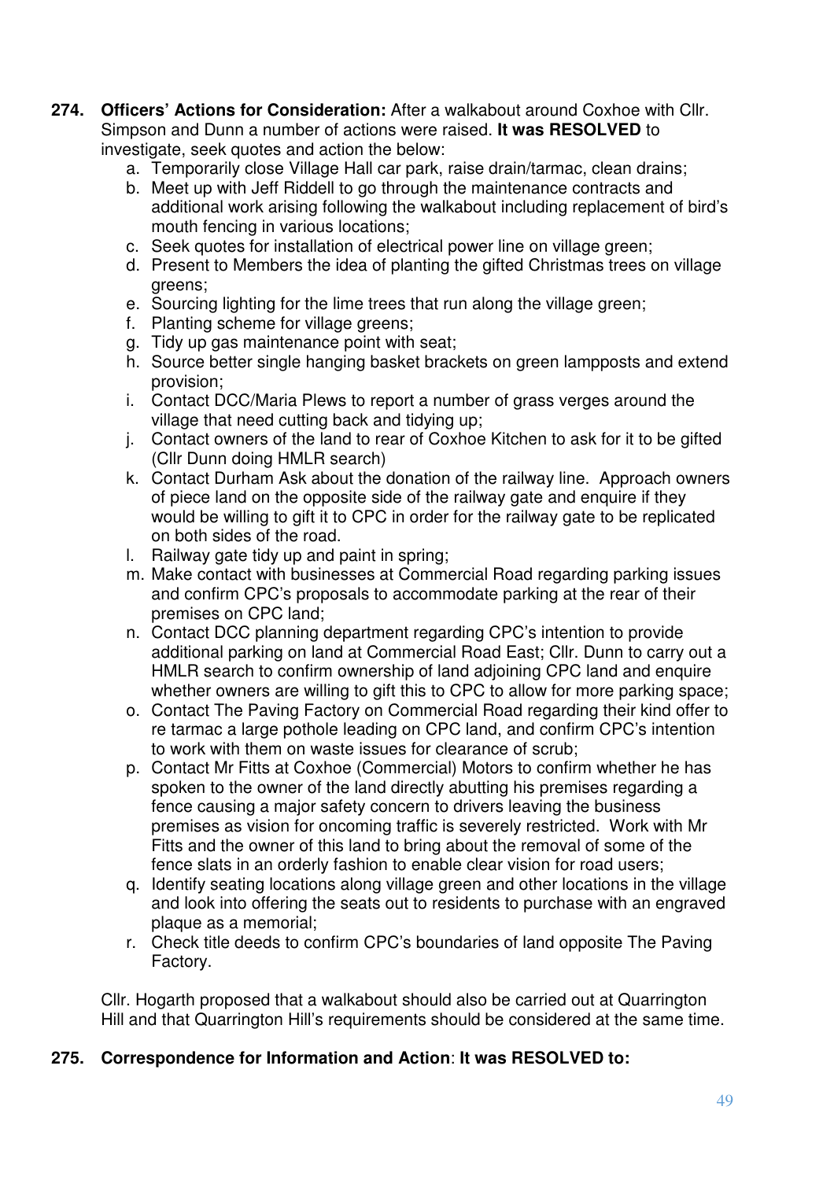**274. Officers' Actions for Consideration:** After a walkabout around Coxhoe with Cllr. Simpson and Dunn a number of actions were raised. **It was RESOLVED** to investigate, seek quotes and action the below:

a. Temporarily close Village Hall car park, raise drain/tarmac, clean drains;
b. Meet up with Jeff Riddell to go through the maintenance contracts and additional work arising following the walkabout including replacement of bird's mouth fencing in various locations;
c. Seek quotes for installation of electrical power line on village green;
d. Present to Members the idea of planting the gifted Christmas trees on village greens;
e. Sourcing lighting for the lime trees that run along the village green;
f. Planting scheme for village greens;
g. Tidy up gas maintenance point with seat;
h. Source better single hanging basket brackets on green lampposts and extend provision;
i. Contact DCC/Maria Plews to report a number of grass verges around the village that need cutting back and tidying up;
j. Contact owners of the land to rear of Coxhoe Kitchen to ask for it to be gifted (Cllr Dunn doing HMLR search)
k. Contact Durham Ask about the donation of the railway line. Approach owners of piece land on the opposite side of the railway gate and enquire if they would be willing to gift it to CPC in order for the railway gate to be replicated on both sides of the road.
l. Railway gate tidy up and paint in spring;
m. Make contact with businesses at Commercial Road regarding parking issues and confirm CPC's proposals to accommodate parking at the rear of their premises on CPC land;
n. Contact DCC planning department regarding CPC's intention to provide additional parking on land at Commercial Road East; Cllr. Dunn to carry out a HMLR search to confirm ownership of land adjoining CPC land and enquire whether owners are willing to gift this to CPC to allow for more parking space;
o. Contact The Paving Factory on Commercial Road regarding their kind offer to re tarmac a large pothole leading on CPC land, and confirm CPC's intention to work with them on waste issues for clearance of scrub;
p. Contact Mr Fitts at Coxhoe (Commercial) Motors to confirm whether he has spoken to the owner of the land directly abutting his premises regarding a fence causing a major safety concern to drivers leaving the business premises as vision for oncoming traffic is severely restricted. Work with Mr Fitts and the owner of this land to bring about the removal of some of the fence slats in an orderly fashion to enable clear vision for road users;
q. Identify seating locations along village green and other locations in the village and look into offering the seats out to residents to purchase with an engraved plaque as a memorial;
r. Check title deeds to confirm CPC's boundaries of land opposite The Paving Factory.

Cllr. Hogarth proposed that a walkabout should also be carried out at Quarrington Hill and that Quarrington Hill's requirements should be considered at the same time.

**275. Correspondence for Information and Action**: **It was RESOLVED to:**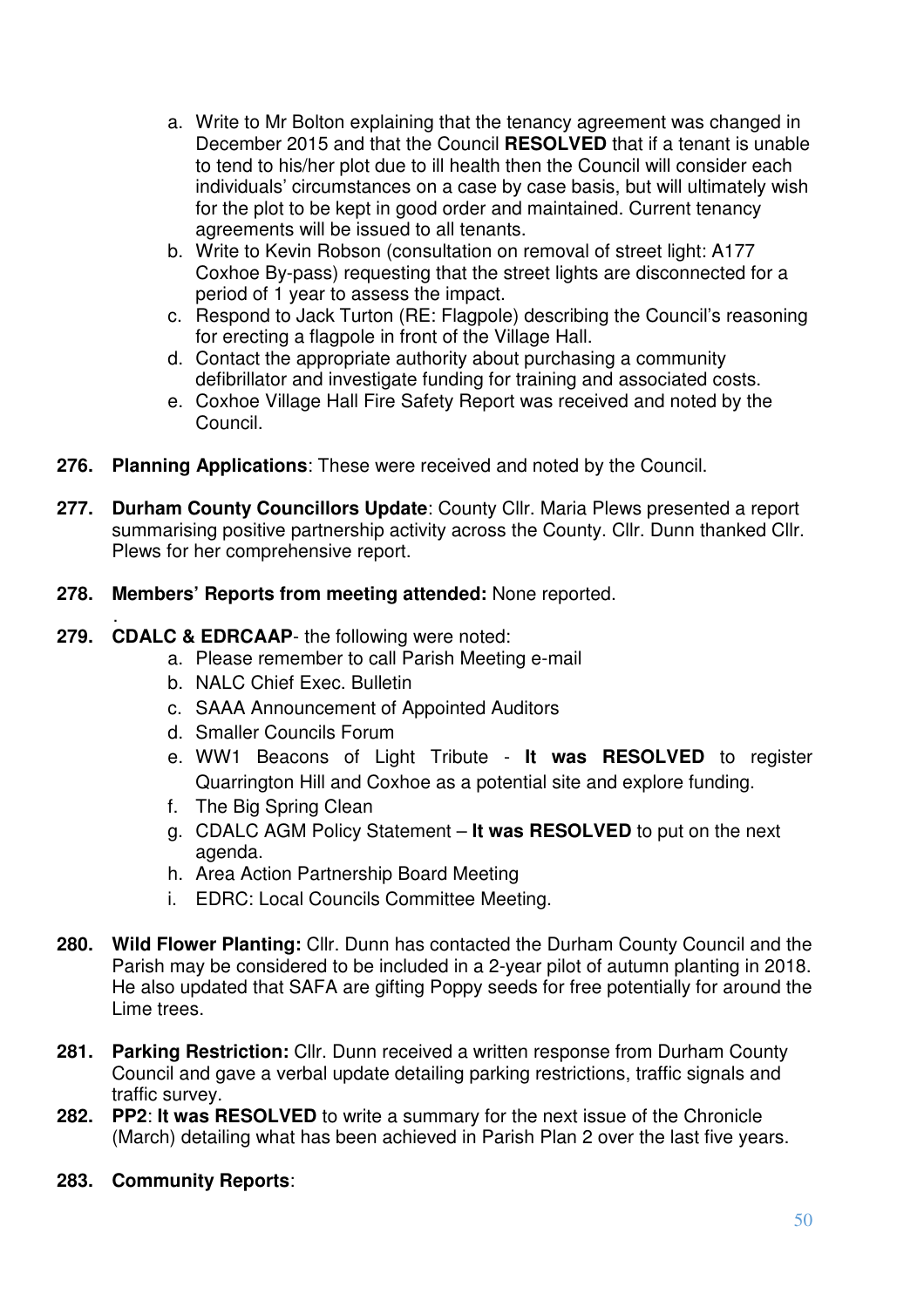a. Write to Mr Bolton explaining that the tenancy agreement was changed in December 2015 and that the Council **RESOLVED** that if a tenant is unable to tend to his/her plot due to ill health then the Council will consider each individuals' circumstances on a case by case basis, but will ultimately wish for the plot to be kept in good order and maintained. Current tenancy agreements will be issued to all tenants.
b. Write to Kevin Robson (consultation on removal of street light: A177 Coxhoe By-pass) requesting that the street lights are disconnected for a period of 1 year to assess the impact.
c. Respond to Jack Turton (RE: Flagpole) describing the Council's reasoning for erecting a flagpole in front of the Village Hall.
d. Contact the appropriate authority about purchasing a community defibrillator and investigate funding for training and associated costs.
e. Coxhoe Village Hall Fire Safety Report was received and noted by the Council.

**276. Planning Applications**: These were received and noted by the Council.

**277. Durham County Councillors Update**: County Cllr. Maria Plews presented a report summarising positive partnership activity across the County. Cllr. Dunn thanked Cllr. Plews for her comprehensive report.

**278. Members' Reports from meeting attended:** None reported.

**279. CDALC & EDRCAAP**- the following were noted:

a. Please remember to call Parish Meeting e-mail
b. NALC Chief Exec. Bulletin
c. SAAA Announcement of Appointed Auditors
d. Smaller Councils Forum
e. WW1 Beacons of Light Tribute - **It was RESOLVED** to register Quarrington Hill and Coxhoe as a potential site and explore funding.
f. The Big Spring Clean
g. CDALC AGM Policy Statement – **It was RESOLVED** to put on the next agenda.
h. Area Action Partnership Board Meeting
i. EDRC: Local Councils Committee Meeting.

**280. Wild Flower Planting:** Cllr. Dunn has contacted the Durham County Council and the Parish may be considered to be included in a 2-year pilot of autumn planting in 2018. He also updated that SAFA are gifting Poppy seeds for free potentially for around the Lime trees.

**281. Parking Restriction:** Cllr. Dunn received a written response from Durham County Council and gave a verbal update detailing parking restrictions, traffic signals and traffic survey.

**282. PP2**: **It was RESOLVED** to write a summary for the next issue of the Chronicle (March) detailing what has been achieved in Parish Plan 2 over the last five years.

**283. Community Reports**: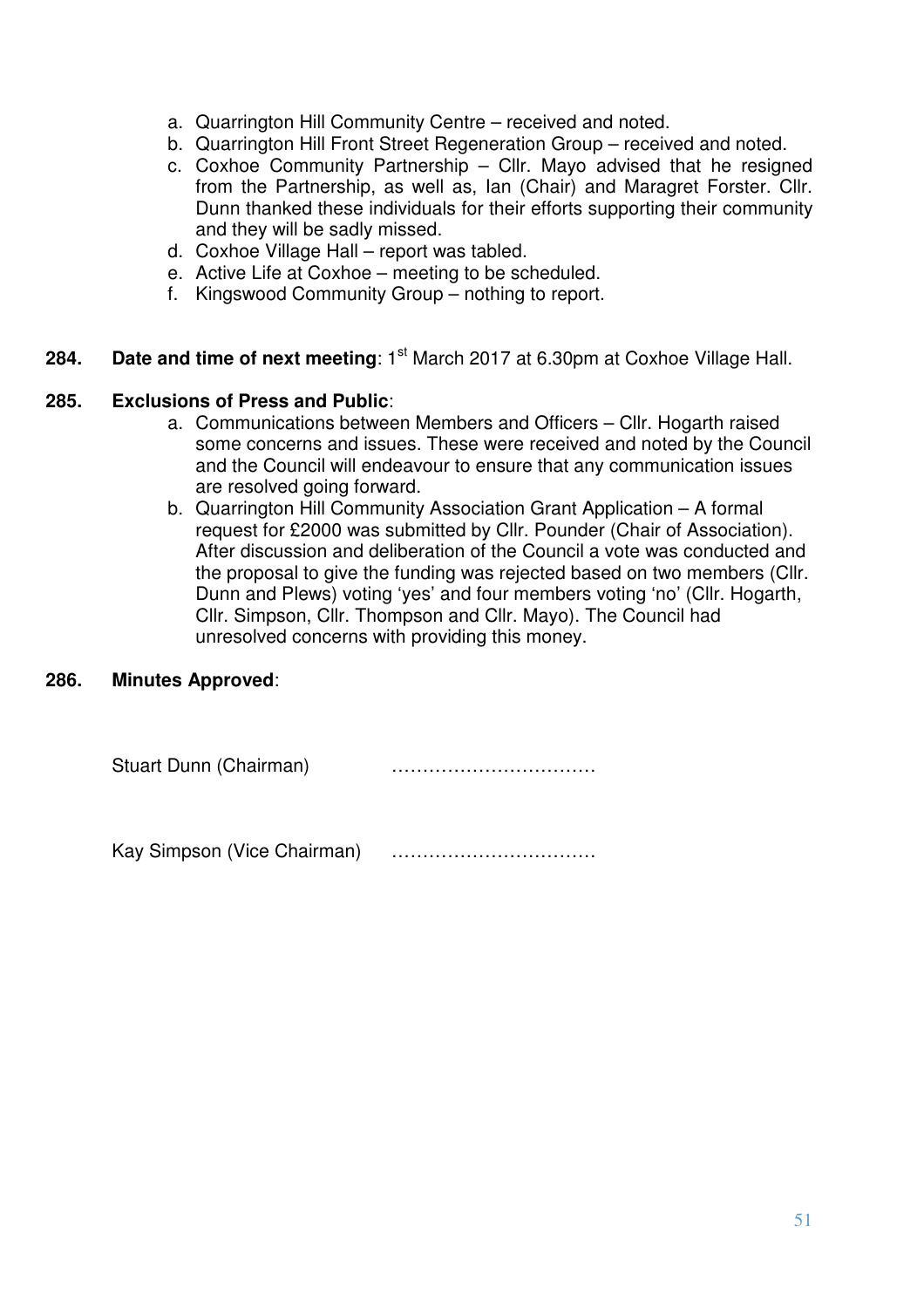a. Quarrington Hill Community Centre – received and noted.
b. Quarrington Hill Front Street Regeneration Group – received and noted.
c. Coxhoe Community Partnership – Cllr. Mayo advised that he resigned from the Partnership, as well as, Ian (Chair) and Maragret Forster. Cllr. Dunn thanked these individuals for their efforts supporting their community and they will be sadly missed.
d. Coxhoe Village Hall – report was tabled.
e. Active Life at Coxhoe – meeting to be scheduled.
f. Kingswood Community Group – nothing to report.

**284. Date and time of next meeting**: 1st March 2017 at 6.30pm at Coxhoe Village Hall.

**285. Exclusions of Press and Public**:

a. Communications between Members and Officers – Cllr. Hogarth raised some concerns and issues. These were received and noted by the Council and the Council will endeavour to ensure that any communication issues are resolved going forward.
b. Quarrington Hill Community Association Grant Application – A formal request for £2000 was submitted by Cllr. Pounder (Chair of Association). After discussion and deliberation of the Council a vote was conducted and the proposal to give the funding was rejected based on two members (Cllr. Dunn and Plews) voting 'yes' and four members voting 'no' (Cllr. Hogarth, Cllr. Simpson, Cllr. Thompson and Cllr. Mayo). The Council had unresolved concerns with providing this money.

**286. Minutes Approved**:

Stuart Dunn (Chairman) ……………………………

Kay Simpson (Vice Chairman) ……………………………